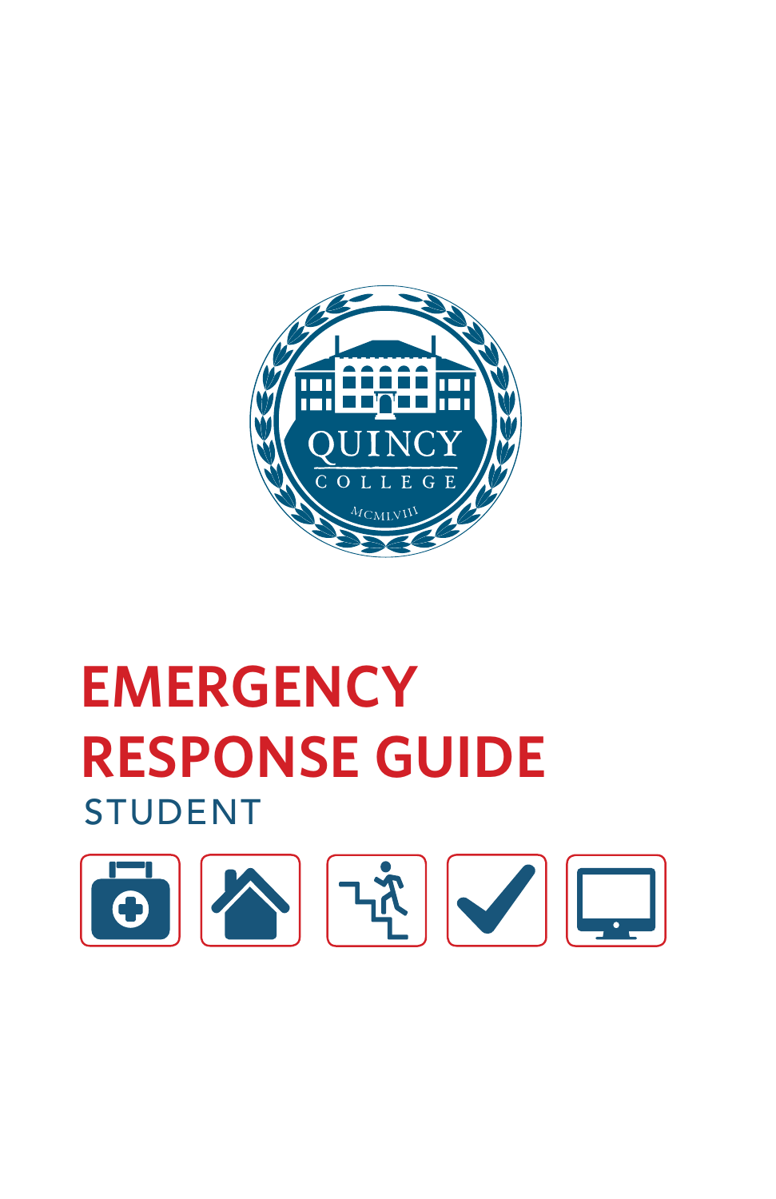QUINCY
COLLEGE
MCMLVIII

# EMERGENCY RESPONSE GUIDE

## STUDENT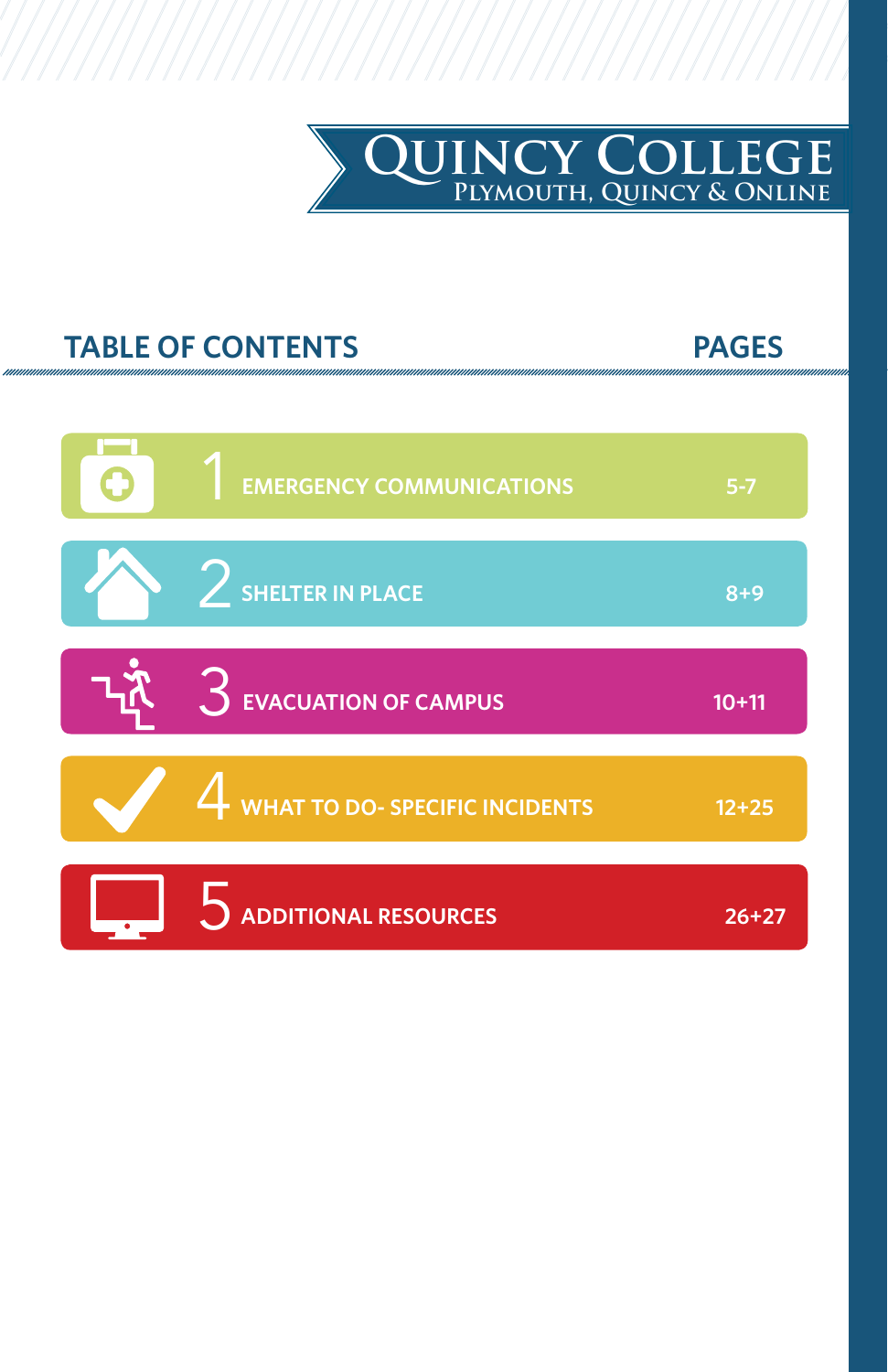**QUINCY COLLEGE**
PLYMOUTH, QUINCY & ONLINE

## TABLE OF CONTENTS

| | TABLE OF CONTENTS | PAGES |
|---|---|---|
| 1 | EMERGENCY COMMUNICATIONS | 5-7 |
| 2 | SHELTER IN PLACE | 8+9 |
| 3 | EVACUATION OF CAMPUS | 10+11 |
| 4 | WHAT TO DO- SPECIFIC INCIDENTS | 12+25 |
| 5 | ADDITIONAL RESOURCES | 26+27 |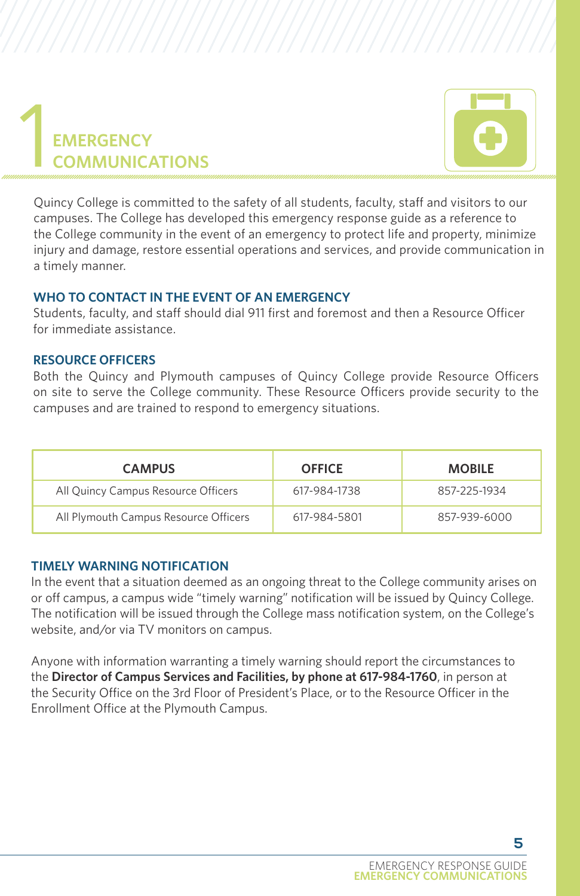# 1 EMERGENCY COMMUNICATIONS

Quincy College is committed to the safety of all students, faculty, staff and visitors to our campuses. The College has developed this emergency response guide as a reference to the College community in the event of an emergency to protect life and property, minimize injury and damage, restore essential operations and services, and provide communication in a timely manner.

## WHO TO CONTACT IN THE EVENT OF AN EMERGENCY

Students, faculty, and staff should dial 911 first and foremost and then a Resource Officer for immediate assistance.

## RESOURCE OFFICERS

Both the Quincy and Plymouth campuses of Quincy College provide Resource Officers on site to serve the College community. These Resource Officers provide security to the campuses and are trained to respond to emergency situations.

| CAMPUS | OFFICE | MOBILE |
|---|---|---|
| All Quincy Campus Resource Officers | 617-984-1738 | 857-225-1934 |
| All Plymouth Campus Resource Officers | 617-984-5801 | 857-939-6000 |

## TIMELY WARNING NOTIFICATION

In the event that a situation deemed as an ongoing threat to the College community arises on or off campus, a campus wide "timely warning" notification will be issued by Quincy College. The notification will be issued through the College mass notification system, on the College's website, and/or via TV monitors on campus.

Anyone with information warranting a timely warning should report the circumstances to the **Director of Campus Services and Facilities, by phone at 617-984-1760**, in person at the Security Office on the 3rd Floor of President's Place, or to the Resource Officer in the Enrollment Office at the Plymouth Campus.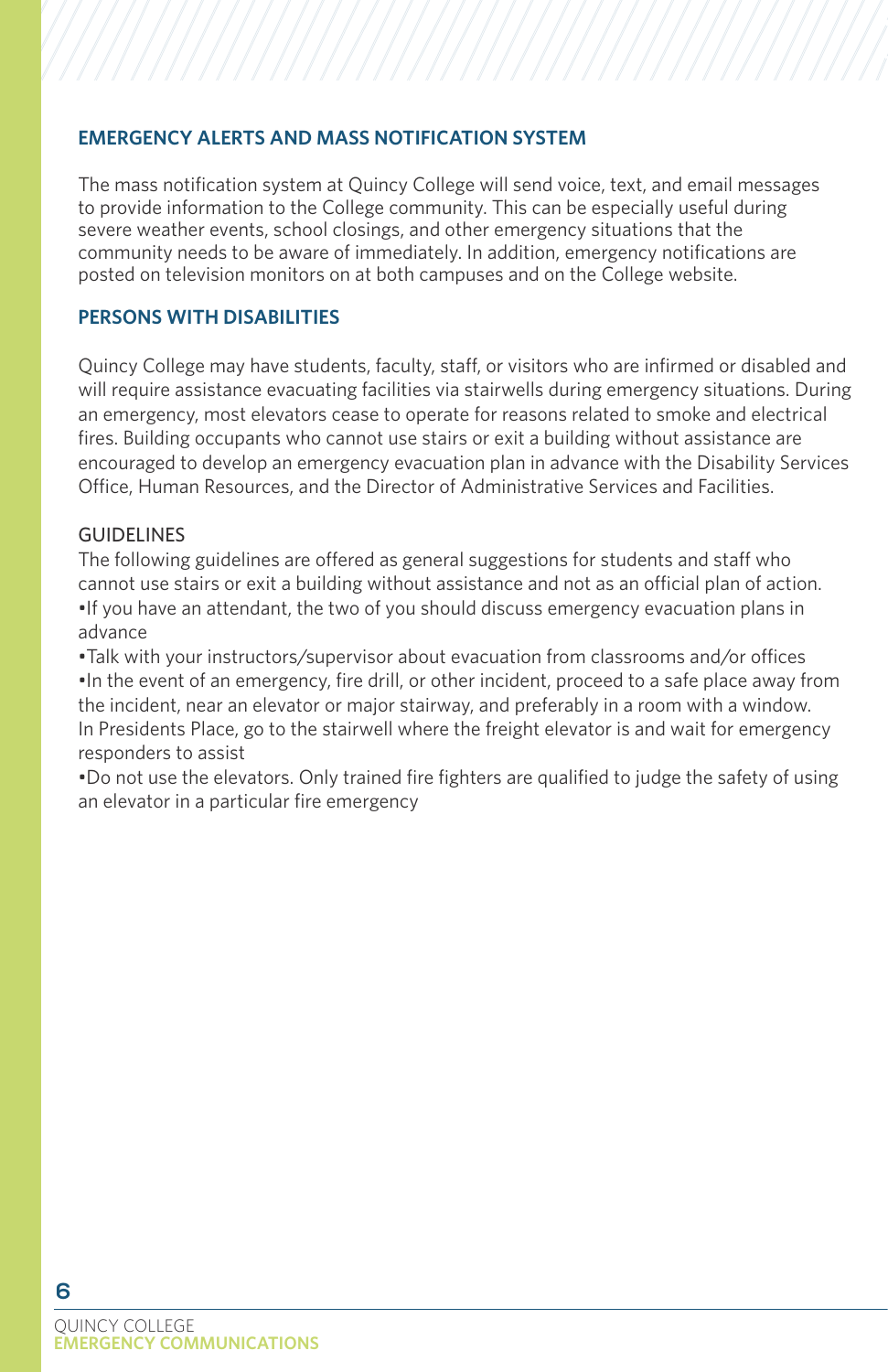## EMERGENCY ALERTS AND MASS NOTIFICATION SYSTEM

The mass notification system at Quincy College will send voice, text, and email messages to provide information to the College community. This can be especially useful during severe weather events, school closings, and other emergency situations that the community needs to be aware of immediately. In addition, emergency notifications are posted on television monitors on at both campuses and on the College website.

## PERSONS WITH DISABILITIES

Quincy College may have students, faculty, staff, or visitors who are infirmed or disabled and will require assistance evacuating facilities via stairwells during emergency situations. During an emergency, most elevators cease to operate for reasons related to smoke and electrical fires. Building occupants who cannot use stairs or exit a building without assistance are encouraged to develop an emergency evacuation plan in advance with the Disability Services Office, Human Resources, and the Director of Administrative Services and Facilities.

### GUIDELINES

The following guidelines are offered as general suggestions for students and staff who cannot use stairs or exit a building without assistance and not as an official plan of action.

- If you have an attendant, the two of you should discuss emergency evacuation plans in advance
- Talk with your instructors/supervisor about evacuation from classrooms and/or offices
- In the event of an emergency, fire drill, or other incident, proceed to a safe place away from the incident, near an elevator or major stairway, and preferably in a room with a window. In Presidents Place, go to the stairwell where the freight elevator is and wait for emergency responders to assist
- Do not use the elevators. Only trained fire fighters are qualified to judge the safety of using an elevator in a particular fire emergency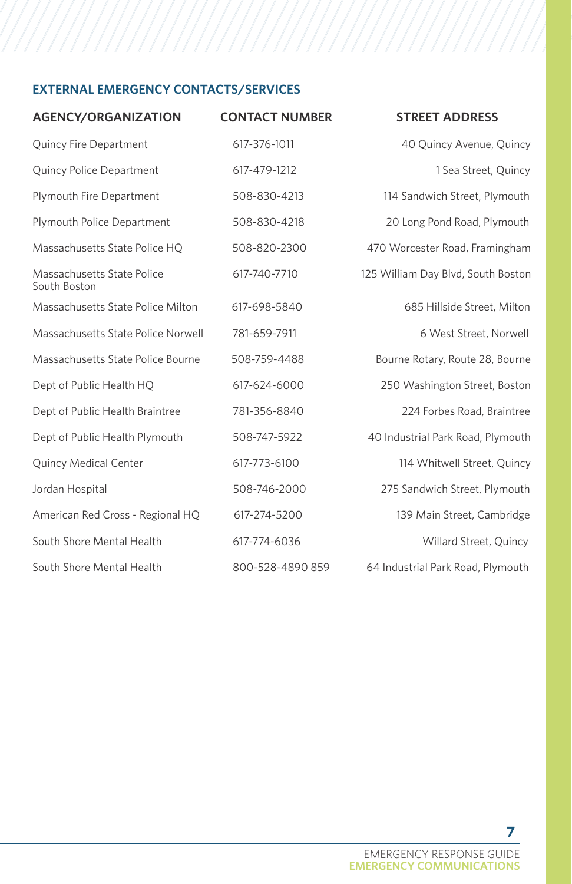## EXTERNAL EMERGENCY CONTACTS/SERVICES

| AGENCY/ORGANIZATION | CONTACT NUMBER | STREET ADDRESS |
|---|---|---|
| Quincy Fire Department | 617-376-1011 | 40 Quincy Avenue, Quincy |
| Quincy Police Department | 617-479-1212 | 1 Sea Street, Quincy |
| Plymouth Fire Department | 508-830-4213 | 114 Sandwich Street, Plymouth |
| Plymouth Police Department | 508-830-4218 | 20 Long Pond Road, Plymouth |
| Massachusetts State Police HQ | 508-820-2300 | 470 Worcester Road, Framingham |
| Massachusetts State Police South Boston | 617-740-7710 | 125 William Day Blvd, South Boston |
| Massachusetts State Police Milton | 617-698-5840 | 685 Hillside Street, Milton |
| Massachusetts State Police Norwell | 781-659-7911 | 6 West Street, Norwell |
| Massachusetts State Police Bourne | 508-759-4488 | Bourne Rotary, Route 28, Bourne |
| Dept of Public Health HQ | 617-624-6000 | 250 Washington Street, Boston |
| Dept of Public Health Braintree | 781-356-8840 | 224 Forbes Road, Braintree |
| Dept of Public Health Plymouth | 508-747-5922 | 40 Industrial Park Road, Plymouth |
| Quincy Medical Center | 617-773-6100 | 114 Whitwell Street, Quincy |
| Jordan Hospital | 508-746-2000 | 275 Sandwich Street, Plymouth |
| American Red Cross - Regional HQ | 617-274-5200 | 139 Main Street, Cambridge |
| South Shore Mental Health | 617-774-6036 | Willard Street, Quincy |
| South Shore Mental Health | 800-528-4890 859 | 64 Industrial Park Road, Plymouth |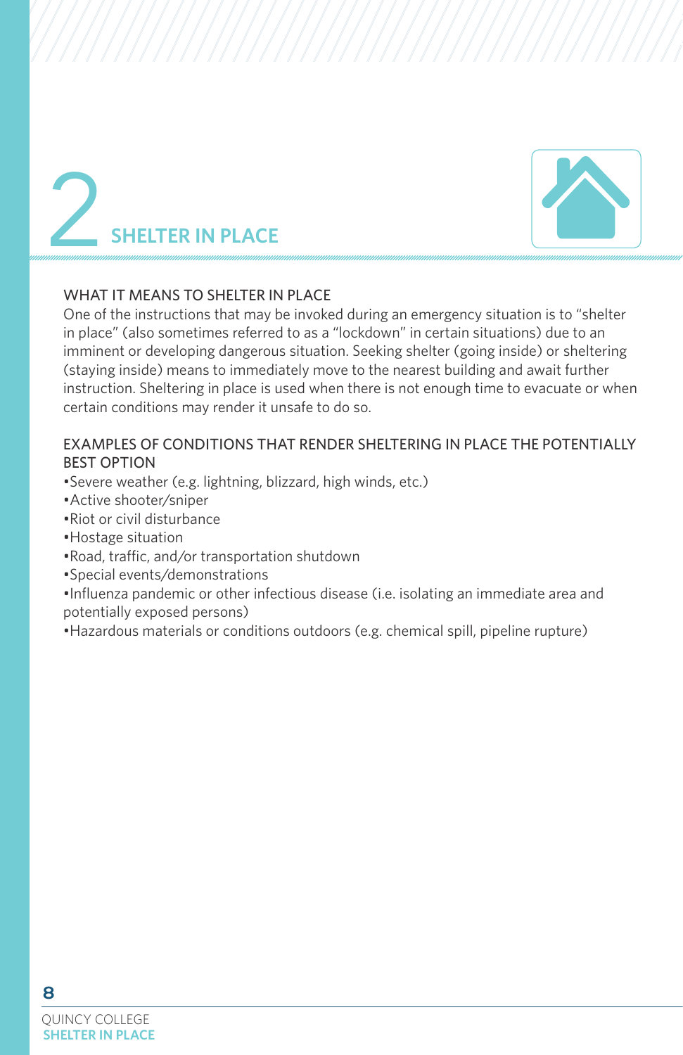# 2 SHELTER IN PLACE

## WHAT IT MEANS TO SHELTER IN PLACE

One of the instructions that may be invoked during an emergency situation is to "shelter in place" (also sometimes referred to as a "lockdown" in certain situations) due to an imminent or developing dangerous situation. Seeking shelter (going inside) or sheltering (staying inside) means to immediately move to the nearest building and await further instruction. Sheltering in place is used when there is not enough time to evacuate or when certain conditions may render it unsafe to do so.

## EXAMPLES OF CONDITIONS THAT RENDER SHELTERING IN PLACE THE POTENTIALLY BEST OPTION

- Severe weather (e.g. lightning, blizzard, high winds, etc.)
- Active shooter/sniper
- Riot or civil disturbance
- Hostage situation
- Road, traffic, and/or transportation shutdown
- Special events/demonstrations
- Influenza pandemic or other infectious disease (i.e. isolating an immediate area and potentially exposed persons)
- Hazardous materials or conditions outdoors (e.g. chemical spill, pipeline rupture)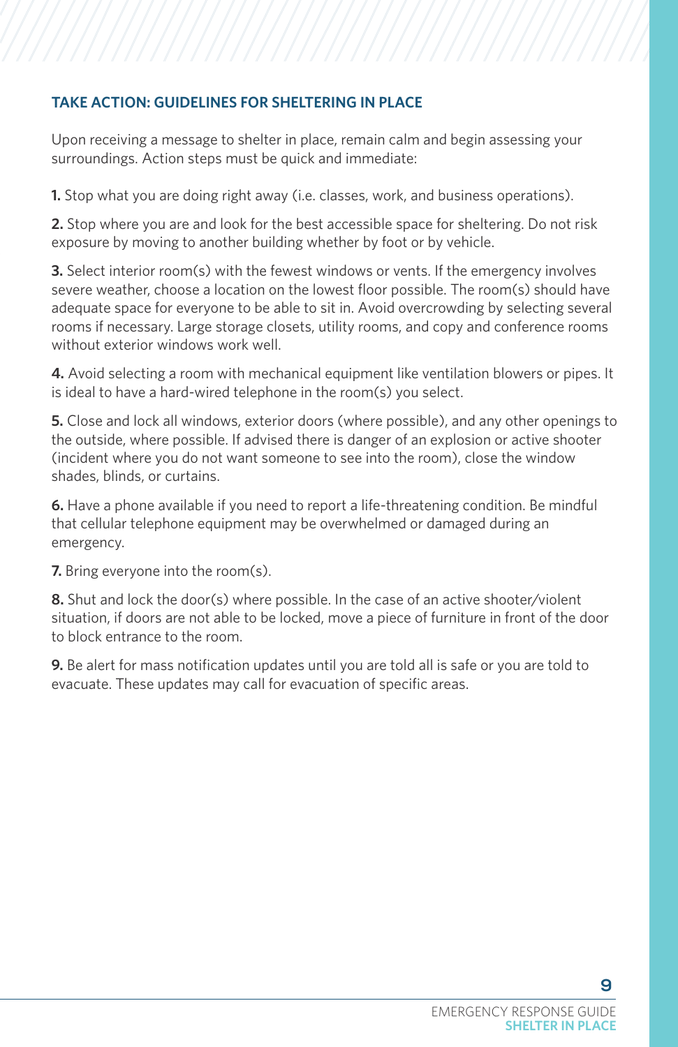## TAKE ACTION: GUIDELINES FOR SHELTERING IN PLACE

Upon receiving a message to shelter in place, remain calm and begin assessing your surroundings. Action steps must be quick and immediate:

**1.** Stop what you are doing right away (i.e. classes, work, and business operations).

**2.** Stop where you are and look for the best accessible space for sheltering. Do not risk exposure by moving to another building whether by foot or by vehicle.

**3.** Select interior room(s) with the fewest windows or vents. If the emergency involves severe weather, choose a location on the lowest floor possible. The room(s) should have adequate space for everyone to be able to sit in. Avoid overcrowding by selecting several rooms if necessary. Large storage closets, utility rooms, and copy and conference rooms without exterior windows work well.

**4.** Avoid selecting a room with mechanical equipment like ventilation blowers or pipes. It is ideal to have a hard-wired telephone in the room(s) you select.

**5.** Close and lock all windows, exterior doors (where possible), and any other openings to the outside, where possible. If advised there is danger of an explosion or active shooter (incident where you do not want someone to see into the room), close the window shades, blinds, or curtains.

**6.** Have a phone available if you need to report a life-threatening condition. Be mindful that cellular telephone equipment may be overwhelmed or damaged during an emergency.

**7.** Bring everyone into the room(s).

**8.** Shut and lock the door(s) where possible. In the case of an active shooter/violent situation, if doors are not able to be locked, move a piece of furniture in front of the door to block entrance to the room.

**9.** Be alert for mass notification updates until you are told all is safe or you are told to evacuate. These updates may call for evacuation of specific areas.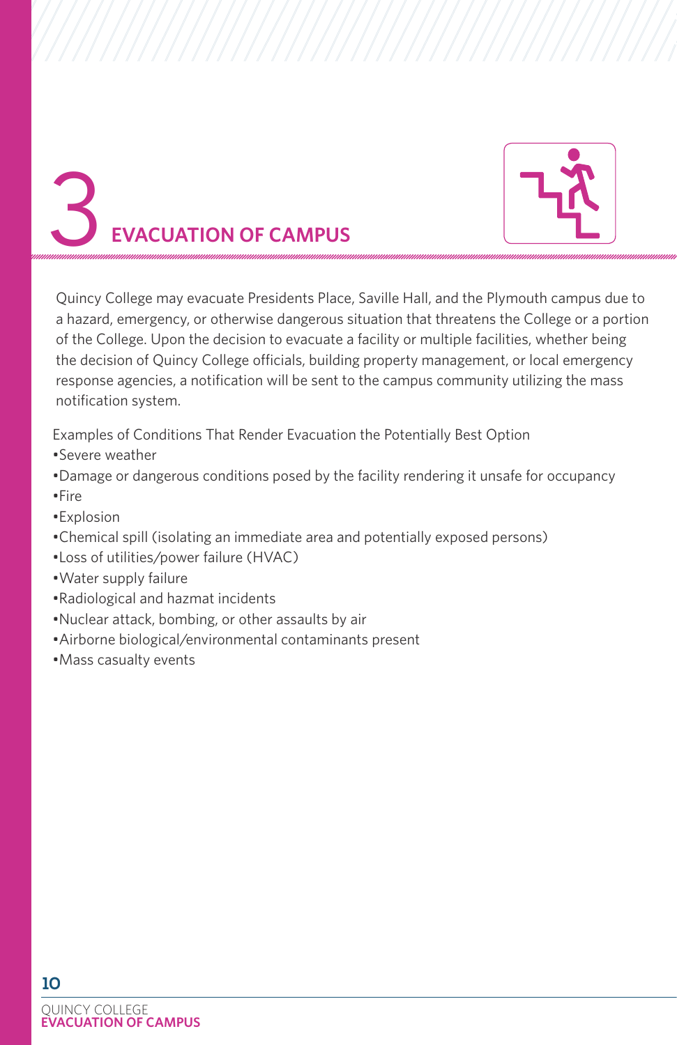# 3 EVACUATION OF CAMPUS

Quincy College may evacuate Presidents Place, Saville Hall, and the Plymouth campus due to a hazard, emergency, or otherwise dangerous situation that threatens the College or a portion of the College. Upon the decision to evacuate a facility or multiple facilities, whether being the decision of Quincy College officials, building property management, or local emergency response agencies, a notification will be sent to the campus community utilizing the mass notification system.

Examples of Conditions That Render Evacuation the Potentially Best Option

- Severe weather
- Damage or dangerous conditions posed by the facility rendering it unsafe for occupancy
- Fire
- Explosion
- Chemical spill (isolating an immediate area and potentially exposed persons)
- Loss of utilities/power failure (HVAC)
- Water supply failure
- Radiological and hazmat incidents
- Nuclear attack, bombing, or other assaults by air
- Airborne biological/environmental contaminants present
- Mass casualty events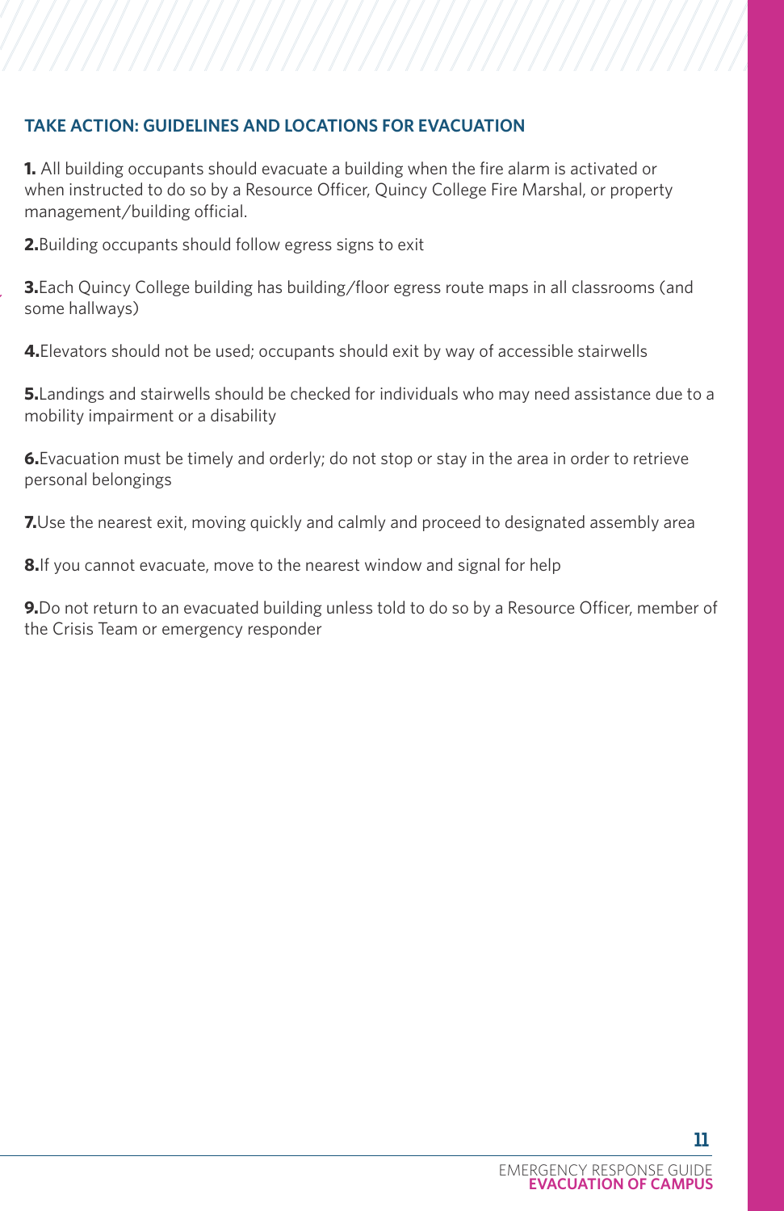## TAKE ACTION: GUIDELINES AND LOCATIONS FOR EVACUATION

**1.** All building occupants should evacuate a building when the fire alarm is activated or when instructed to do so by a Resource Officer, Quincy College Fire Marshal, or property management/building official.

**2.**Building occupants should follow egress signs to exit

**3.**Each Quincy College building has building/floor egress route maps in all classrooms (and some hallways)

**4.**Elevators should not be used; occupants should exit by way of accessible stairwells

**5.**Landings and stairwells should be checked for individuals who may need assistance due to a mobility impairment or a disability

**6.**Evacuation must be timely and orderly; do not stop or stay in the area in order to retrieve personal belongings

**7.**Use the nearest exit, moving quickly and calmly and proceed to designated assembly area

**8.**If you cannot evacuate, move to the nearest window and signal for help

**9.**Do not return to an evacuated building unless told to do so by a Resource Officer, member of the Crisis Team or emergency responder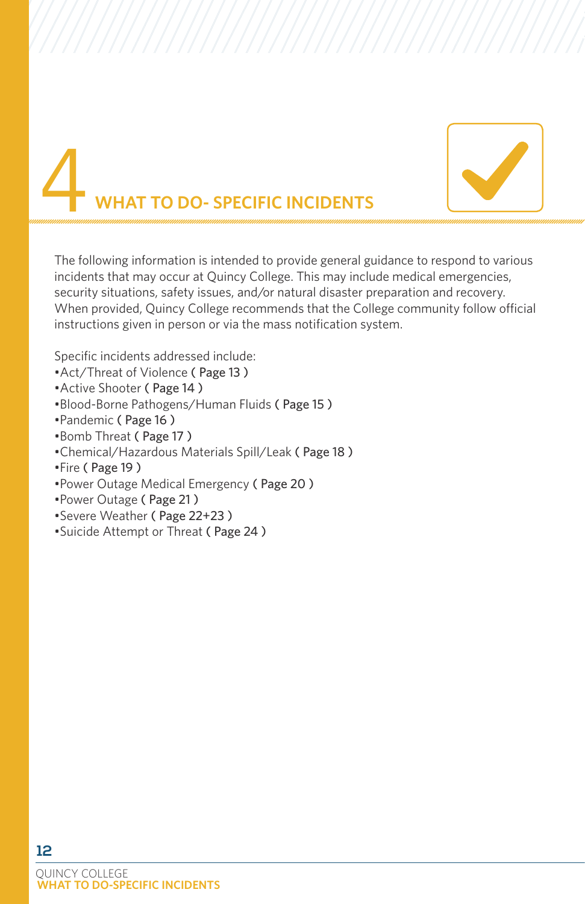# 4 WHAT TO DO- SPECIFIC INCIDENTS

The following information is intended to provide general guidance to respond to various incidents that may occur at Quincy College. This may include medical emergencies, security situations, safety issues, and/or natural disaster preparation and recovery. When provided, Quincy College recommends that the College community follow official instructions given in person or via the mass notification system.

Specific incidents addressed include:

- Act/Threat of Violence ( Page 13 )
- Active Shooter ( Page 14 )
- Blood-Borne Pathogens/Human Fluids ( Page 15 )
- Pandemic ( Page 16 )
- Bomb Threat ( Page 17 )
- Chemical/Hazardous Materials Spill/Leak ( Page 18 )
- Fire ( Page 19 )
- Power Outage Medical Emergency ( Page 20 )
- Power Outage ( Page 21 )
- Severe Weather ( Page 22+23 )
- Suicide Attempt or Threat ( Page 24 )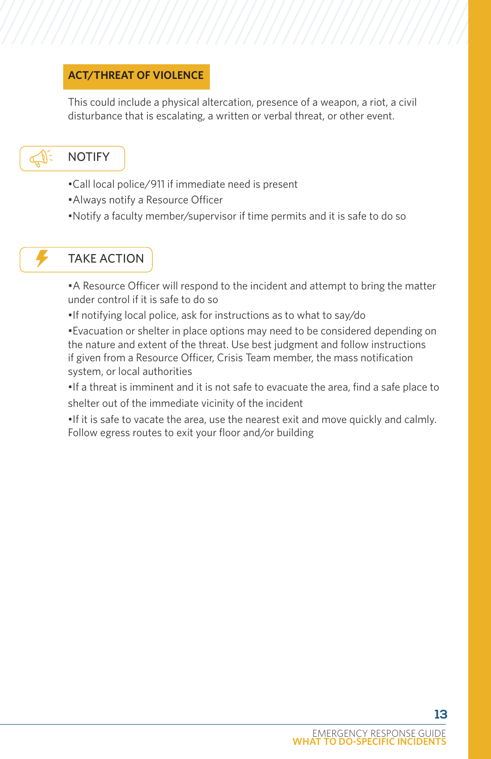## ACT/THREAT OF VIOLENCE

This could include a physical altercation, presence of a weapon, a riot, a civil disturbance that is escalating, a written or verbal threat, or other event.

### NOTIFY

- Call local police/911 if immediate need is present
- Always notify a Resource Officer
- Notify a faculty member/supervisor if time permits and it is safe to do so

### TAKE ACTION

- A Resource Officer will respond to the incident and attempt to bring the matter under control if it is safe to do so
- If notifying local police, ask for instructions as to what to say/do
- Evacuation or shelter in place options may need to be considered depending on the nature and extent of the threat. Use best judgment and follow instructions if given from a Resource Officer, Crisis Team member, the mass notification system, or local authorities
- If a threat is imminent and it is not safe to evacuate the area, find a safe place to shelter out of the immediate vicinity of the incident
- If it is safe to vacate the area, use the nearest exit and move quickly and calmly. Follow egress routes to exit your floor and/or building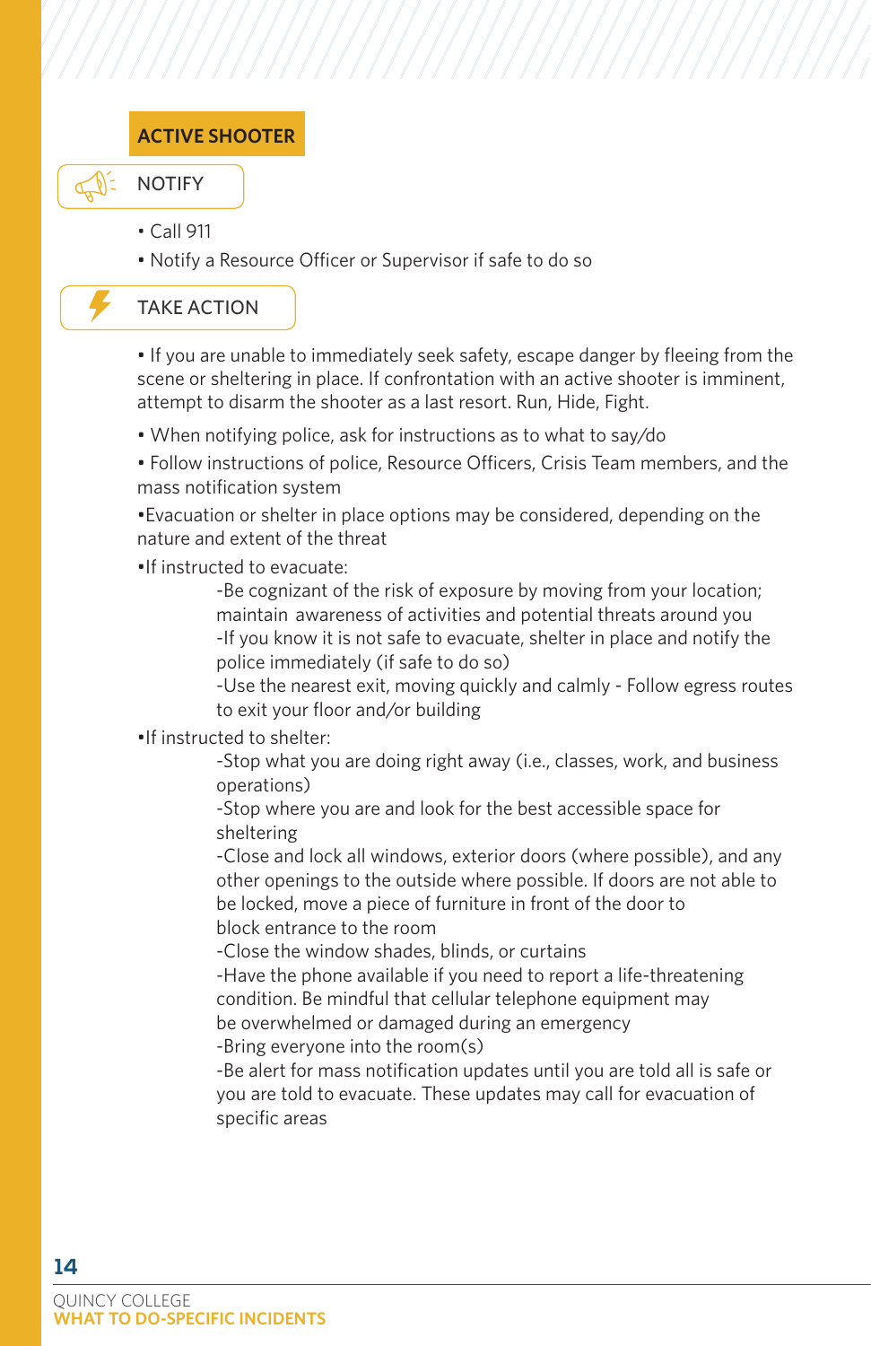## ACTIVE SHOOTER

### NOTIFY

- Call 911
- Notify a Resource Officer or Supervisor if safe to do so

### TAKE ACTION

- If you are unable to immediately seek safety, escape danger by fleeing from the scene or sheltering in place. If confrontation with an active shooter is imminent, attempt to disarm the shooter as a last resort. Run, Hide, Fight.
- When notifying police, ask for instructions as to what to say/do
- Follow instructions of police, Resource Officers, Crisis Team members, and the mass notification system
- Evacuation or shelter in place options may be considered, depending on the nature and extent of the threat
- If instructed to evacuate:
  - Be cognizant of the risk of exposure by moving from your location; maintain awareness of activities and potential threats around you
  - If you know it is not safe to evacuate, shelter in place and notify the police immediately (if safe to do so)
  - Use the nearest exit, moving quickly and calmly - Follow egress routes to exit your floor and/or building
- If instructed to shelter:
  - Stop what you are doing right away (i.e., classes, work, and business operations)
  - Stop where you are and look for the best accessible space for sheltering
  - Close and lock all windows, exterior doors (where possible), and any other openings to the outside where possible. If doors are not able to be locked, move a piece of furniture in front of the door to block entrance to the room
  - Close the window shades, blinds, or curtains
  - Have the phone available if you need to report a life-threatening condition. Be mindful that cellular telephone equipment may be overwhelmed or damaged during an emergency
  - Bring everyone into the room(s)
  - Be alert for mass notification updates until you are told all is safe or you are told to evacuate. These updates may call for evacuation of specific areas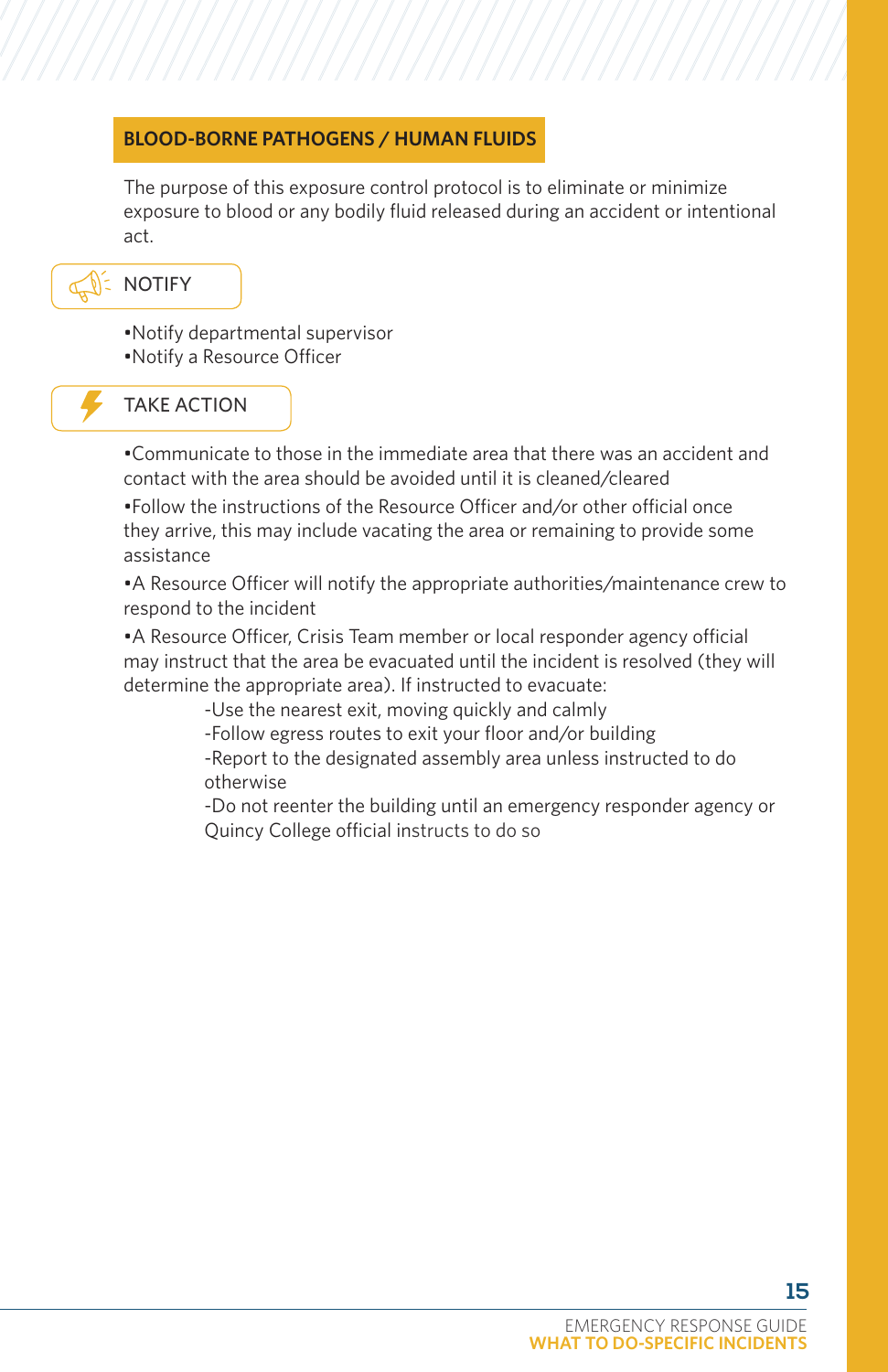## BLOOD-BORNE PATHOGENS / HUMAN FLUIDS

The purpose of this exposure control protocol is to eliminate or minimize exposure to blood or any bodily fluid released during an accident or intentional act.

### NOTIFY

- Notify departmental supervisor
- Notify a Resource Officer

### TAKE ACTION

- Communicate to those in the immediate area that there was an accident and contact with the area should be avoided until it is cleaned/cleared
- Follow the instructions of the Resource Officer and/or other official once they arrive, this may include vacating the area or remaining to provide some assistance
- A Resource Officer will notify the appropriate authorities/maintenance crew to respond to the incident
- A Resource Officer, Crisis Team member or local responder agency official may instruct that the area be evacuated until the incident is resolved (they will determine the appropriate area). If instructed to evacuate:
  - Use the nearest exit, moving quickly and calmly
  - Follow egress routes to exit your floor and/or building
  - Report to the designated assembly area unless instructed to do otherwise
  - Do not reenter the building until an emergency responder agency or Quincy College official instructs to do so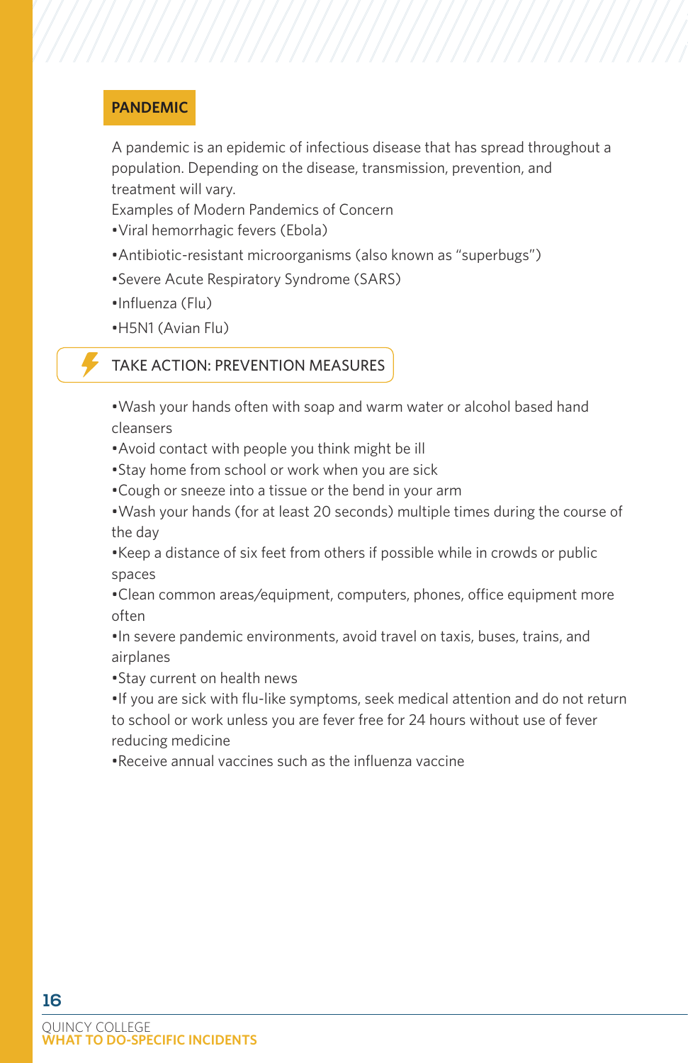## PANDEMIC

A pandemic is an epidemic of infectious disease that has spread throughout a population. Depending on the disease, transmission, prevention, and treatment will vary.

Examples of Modern Pandemics of Concern

- Viral hemorrhagic fevers (Ebola)
- Antibiotic-resistant microorganisms (also known as "superbugs")
- Severe Acute Respiratory Syndrome (SARS)
- Influenza (Flu)
- H5N1 (Avian Flu)

### TAKE ACTION: PREVENTION MEASURES

- Wash your hands often with soap and warm water or alcohol based hand cleansers
- Avoid contact with people you think might be ill
- Stay home from school or work when you are sick
- Cough or sneeze into a tissue or the bend in your arm
- Wash your hands (for at least 20 seconds) multiple times during the course of the day
- Keep a distance of six feet from others if possible while in crowds or public spaces
- Clean common areas/equipment, computers, phones, office equipment more often
- In severe pandemic environments, avoid travel on taxis, buses, trains, and airplanes
- Stay current on health news
- If you are sick with flu-like symptoms, seek medical attention and do not return to school or work unless you are fever free for 24 hours without use of fever reducing medicine
- Receive annual vaccines such as the influenza vaccine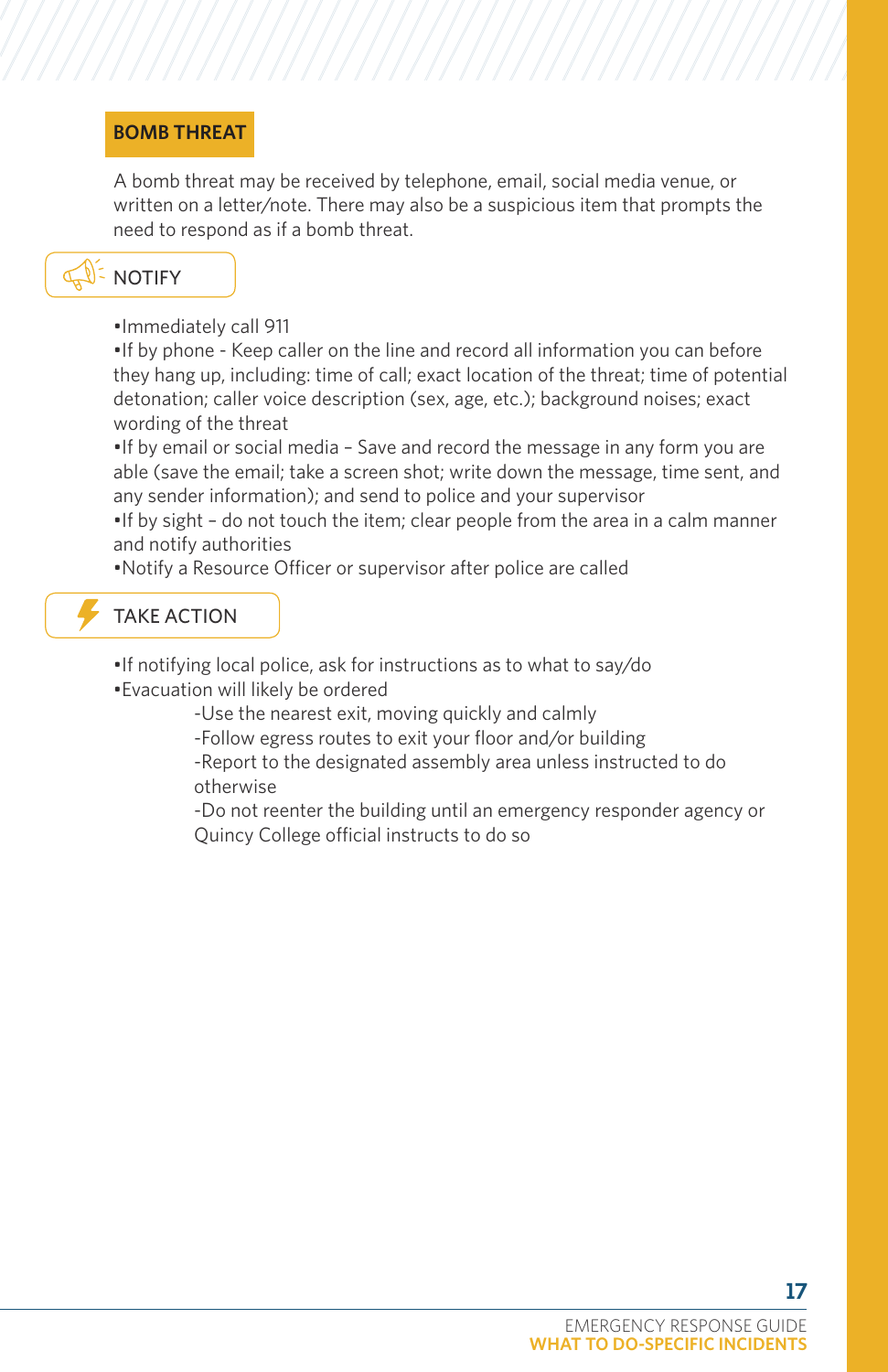## BOMB THREAT

A bomb threat may be received by telephone, email, social media venue, or written on a letter/note. There may also be a suspicious item that prompts the need to respond as if a bomb threat.

### NOTIFY

- Immediately call 911
- If by phone - Keep caller on the line and record all information you can before they hang up, including: time of call; exact location of the threat; time of potential detonation; caller voice description (sex, age, etc.); background noises; exact wording of the threat
- If by email or social media – Save and record the message in any form you are able (save the email; take a screen shot; write down the message, time sent, and any sender information); and send to police and your supervisor
- If by sight – do not touch the item; clear people from the area in a calm manner and notify authorities
- Notify a Resource Officer or supervisor after police are called

### TAKE ACTION

- If notifying local police, ask for instructions as to what to say/do
- Evacuation will likely be ordered
  - Use the nearest exit, moving quickly and calmly
  - Follow egress routes to exit your floor and/or building
  - Report to the designated assembly area unless instructed to do otherwise
  - Do not reenter the building until an emergency responder agency or Quincy College official instructs to do so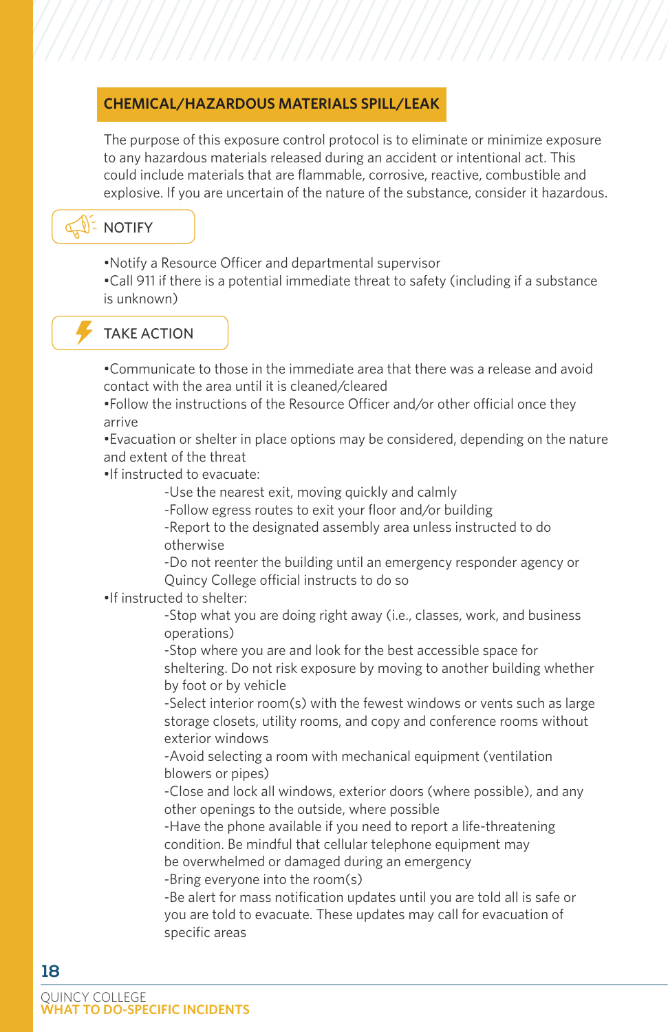## CHEMICAL/HAZARDOUS MATERIALS SPILL/LEAK

The purpose of this exposure control protocol is to eliminate or minimize exposure to any hazardous materials released during an accident or intentional act. This could include materials that are flammable, corrosive, reactive, combustible and explosive. If you are uncertain of the nature of the substance, consider it hazardous.

### NOTIFY

- Notify a Resource Officer and departmental supervisor
- Call 911 if there is a potential immediate threat to safety (including if a substance is unknown)

### TAKE ACTION

- Communicate to those in the immediate area that there was a release and avoid contact with the area until it is cleaned/cleared
- Follow the instructions of the Resource Officer and/or other official once they arrive
- Evacuation or shelter in place options may be considered, depending on the nature and extent of the threat
- If instructed to evacuate:
  - Use the nearest exit, moving quickly and calmly
  - Follow egress routes to exit your floor and/or building
  - Report to the designated assembly area unless instructed to do otherwise
  - Do not reenter the building until an emergency responder agency or Quincy College official instructs to do so
- If instructed to shelter:
  - Stop what you are doing right away (i.e., classes, work, and business operations)
  - Stop where you are and look for the best accessible space for sheltering. Do not risk exposure by moving to another building whether by foot or by vehicle
  - Select interior room(s) with the fewest windows or vents such as large storage closets, utility rooms, and copy and conference rooms without exterior windows
  - Avoid selecting a room with mechanical equipment (ventilation blowers or pipes)
  - Close and lock all windows, exterior doors (where possible), and any other openings to the outside, where possible
  - Have the phone available if you need to report a life-threatening condition. Be mindful that cellular telephone equipment may be overwhelmed or damaged during an emergency
  - Bring everyone into the room(s)
  - Be alert for mass notification updates until you are told all is safe or you are told to evacuate. These updates may call for evacuation of specific areas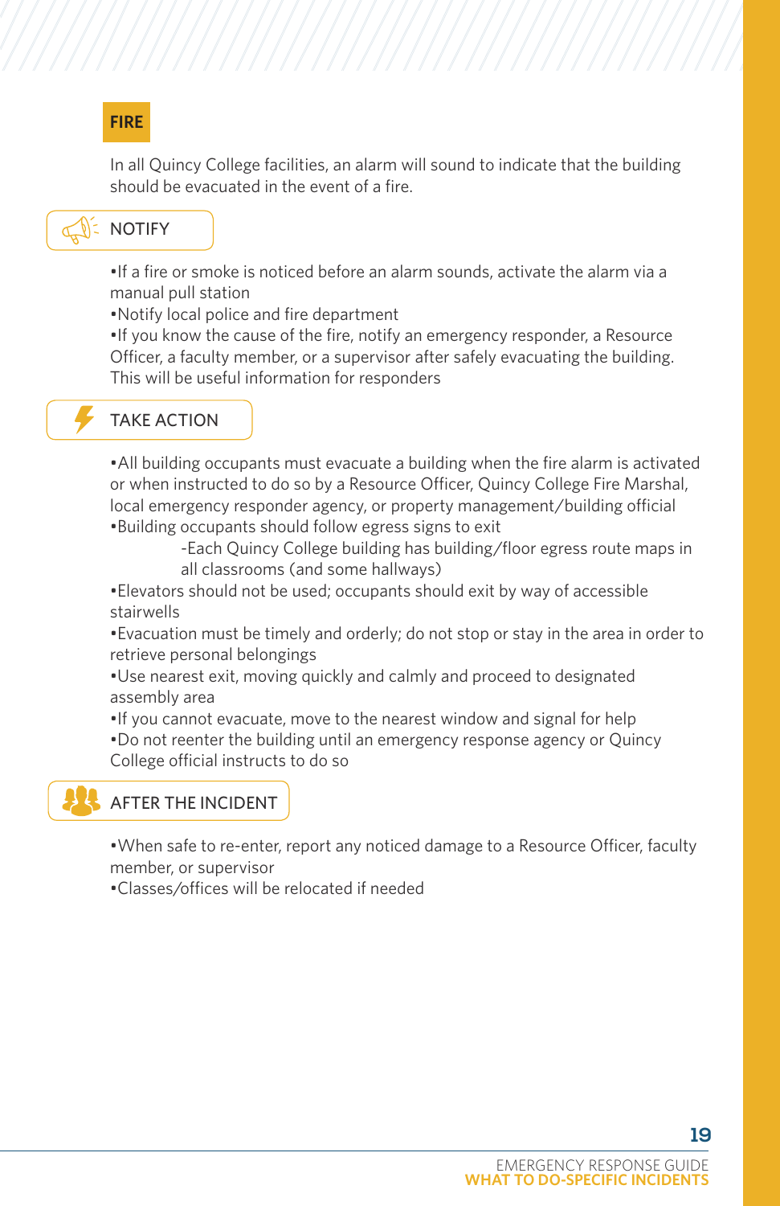## FIRE

In all Quincy College facilities, an alarm will sound to indicate that the building should be evacuated in the event of a fire.

### NOTIFY

- If a fire or smoke is noticed before an alarm sounds, activate the alarm via a manual pull station
- Notify local police and fire department
- If you know the cause of the fire, notify an emergency responder, a Resource Officer, a faculty member, or a supervisor after safely evacuating the building. This will be useful information for responders

### TAKE ACTION

- All building occupants must evacuate a building when the fire alarm is activated or when instructed to do so by a Resource Officer, Quincy College Fire Marshal, local emergency responder agency, or property management/building official
- Building occupants should follow egress signs to exit
  - Each Quincy College building has building/floor egress route maps in all classrooms (and some hallways)
- Elevators should not be used; occupants should exit by way of accessible stairwells
- Evacuation must be timely and orderly; do not stop or stay in the area in order to retrieve personal belongings
- Use nearest exit, moving quickly and calmly and proceed to designated assembly area
- If you cannot evacuate, move to the nearest window and signal for help
- Do not reenter the building until an emergency response agency or Quincy College official instructs to do so

### AFTER THE INCIDENT

- When safe to re-enter, report any noticed damage to a Resource Officer, faculty member, or supervisor
- Classes/offices will be relocated if needed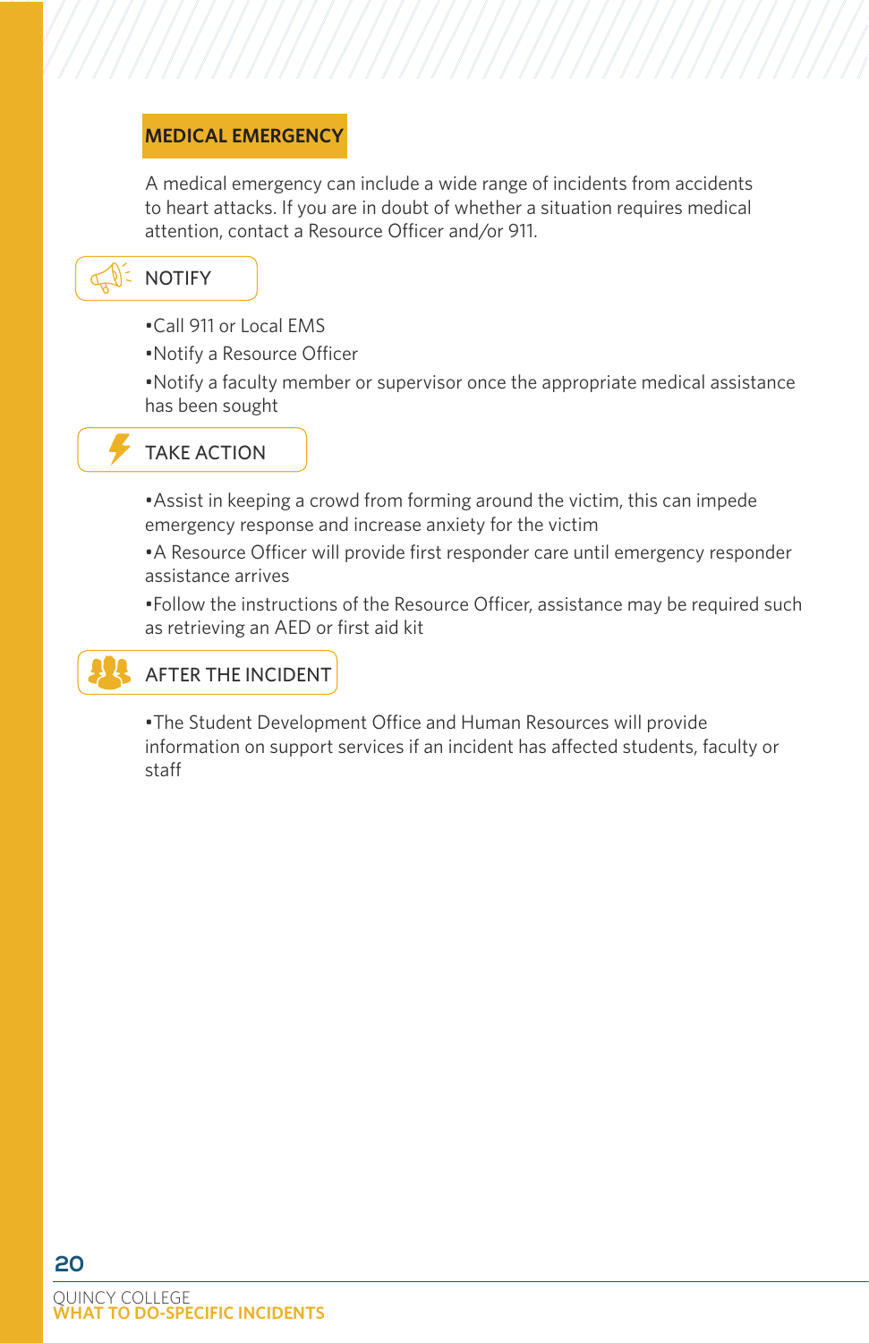## MEDICAL EMERGENCY

A medical emergency can include a wide range of incidents from accidents to heart attacks. If you are in doubt of whether a situation requires medical attention, contact a Resource Officer and/or 911.

### NOTIFY

- Call 911 or Local EMS
- Notify a Resource Officer
- Notify a faculty member or supervisor once the appropriate medical assistance has been sought

### TAKE ACTION

- Assist in keeping a crowd from forming around the victim, this can impede emergency response and increase anxiety for the victim
- A Resource Officer will provide first responder care until emergency responder assistance arrives
- Follow the instructions of the Resource Officer, assistance may be required such as retrieving an AED or first aid kit

### AFTER THE INCIDENT

- The Student Development Office and Human Resources will provide information on support services if an incident has affected students, faculty or staff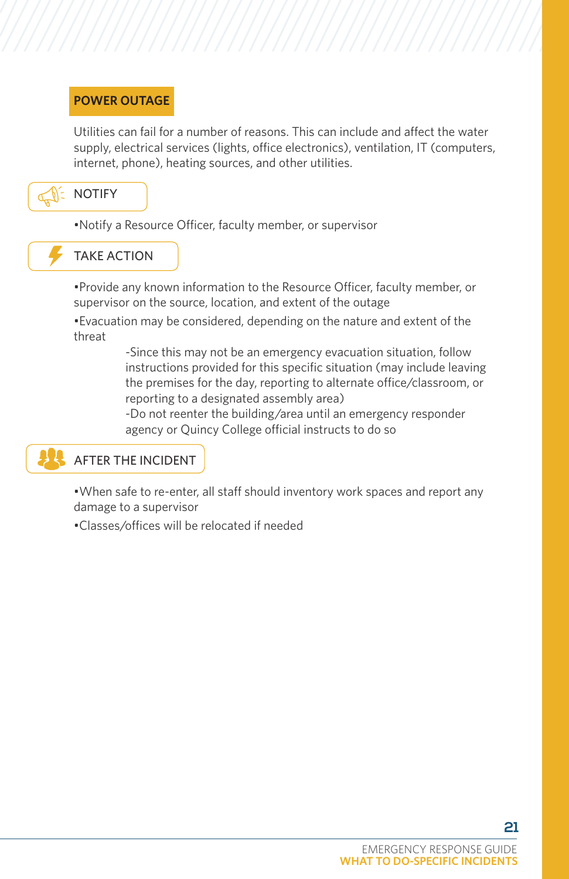## POWER OUTAGE

Utilities can fail for a number of reasons. This can include and affect the water supply, electrical services (lights, office electronics), ventilation, IT (computers, internet, phone), heating sources, and other utilities.

### NOTIFY

- Notify a Resource Officer, faculty member, or supervisor

### TAKE ACTION

- Provide any known information to the Resource Officer, faculty member, or supervisor on the source, location, and extent of the outage
- Evacuation may be considered, depending on the nature and extent of the threat
  - Since this may not be an emergency evacuation situation, follow instructions provided for this specific situation (may include leaving the premises for the day, reporting to alternate office/classroom, or reporting to a designated assembly area)
  - Do not reenter the building/area until an emergency responder agency or Quincy College official instructs to do so

### AFTER THE INCIDENT

- When safe to re-enter, all staff should inventory work spaces and report any damage to a supervisor
- Classes/offices will be relocated if needed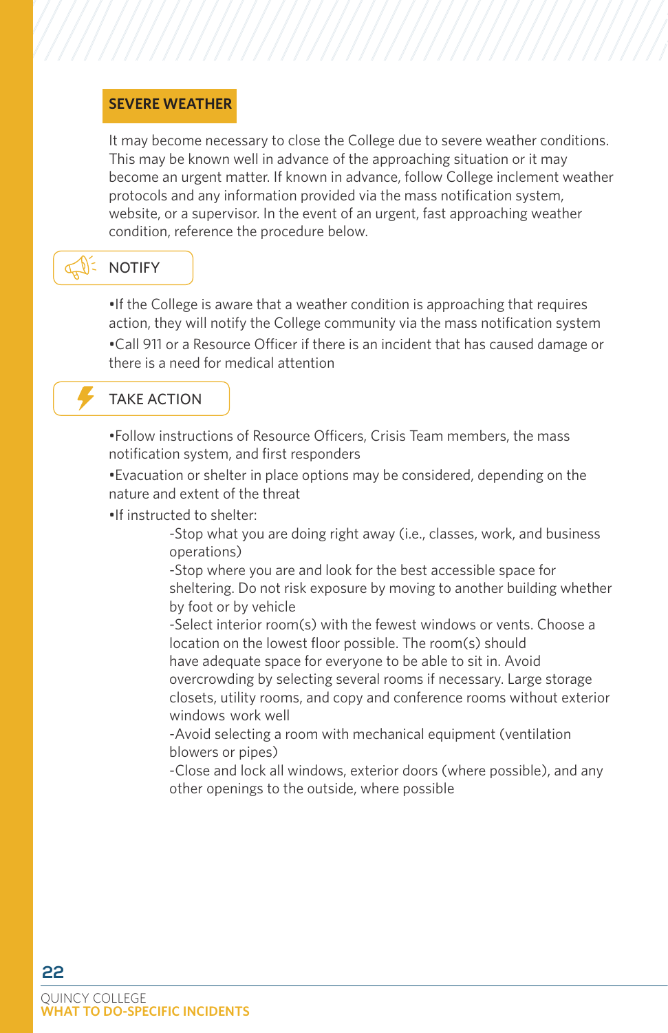## SEVERE WEATHER

It may become necessary to close the College due to severe weather conditions. This may be known well in advance of the approaching situation or it may become an urgent matter. If known in advance, follow College inclement weather protocols and any information provided via the mass notification system, website, or a supervisor. In the event of an urgent, fast approaching weather condition, reference the procedure below.

### NOTIFY

- If the College is aware that a weather condition is approaching that requires action, they will notify the College community via the mass notification system
- Call 911 or a Resource Officer if there is an incident that has caused damage or there is a need for medical attention

### TAKE ACTION

- Follow instructions of Resource Officers, Crisis Team members, the mass notification system, and first responders
- Evacuation or shelter in place options may be considered, depending on the nature and extent of the threat
- If instructed to shelter:
  - -Stop what you are doing right away (i.e., classes, work, and business operations)
  - -Stop where you are and look for the best accessible space for sheltering. Do not risk exposure by moving to another building whether by foot or by vehicle
  - -Select interior room(s) with the fewest windows or vents. Choose a location on the lowest floor possible. The room(s) should have adequate space for everyone to be able to sit in. Avoid overcrowding by selecting several rooms if necessary. Large storage closets, utility rooms, and copy and conference rooms without exterior windows work well
  - -Avoid selecting a room with mechanical equipment (ventilation blowers or pipes)
  - -Close and lock all windows, exterior doors (where possible), and any other openings to the outside, where possible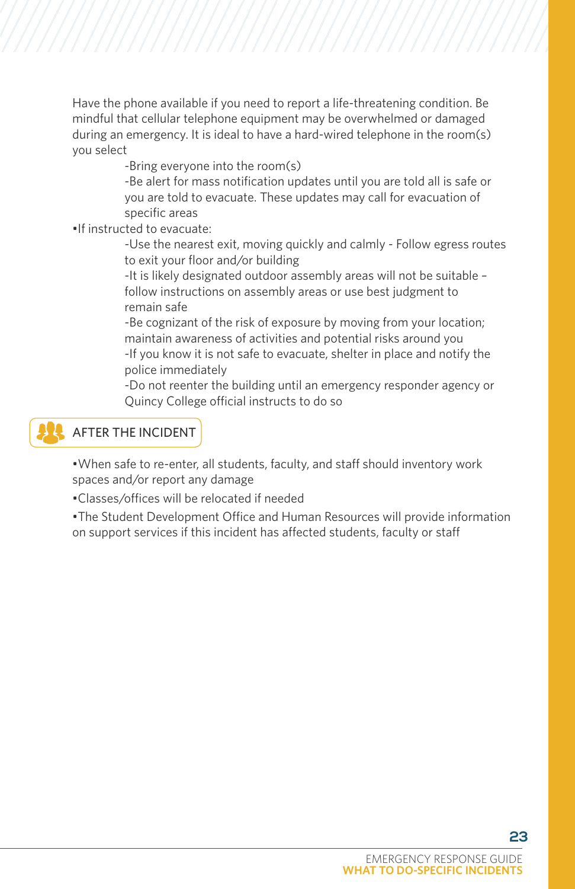Have the phone available if you need to report a life-threatening condition. Be mindful that cellular telephone equipment may be overwhelmed or damaged during an emergency. It is ideal to have a hard-wired telephone in the room(s) you select

- -Bring everyone into the room(s)
- -Be alert for mass notification updates until you are told all is safe or you are told to evacuate. These updates may call for evacuation of specific areas

•If instructed to evacuate:

- -Use the nearest exit, moving quickly and calmly - Follow egress routes to exit your floor and/or building
- -It is likely designated outdoor assembly areas will not be suitable – follow instructions on assembly areas or use best judgment to remain safe
- -Be cognizant of the risk of exposure by moving from your location; maintain awareness of activities and potential risks around you
- -If you know it is not safe to evacuate, shelter in place and notify the police immediately
- -Do not reenter the building until an emergency responder agency or Quincy College official instructs to do so

## AFTER THE INCIDENT

- When safe to re-enter, all students, faculty, and staff should inventory work spaces and/or report any damage
- Classes/offices will be relocated if needed
- The Student Development Office and Human Resources will provide information on support services if this incident has affected students, faculty or staff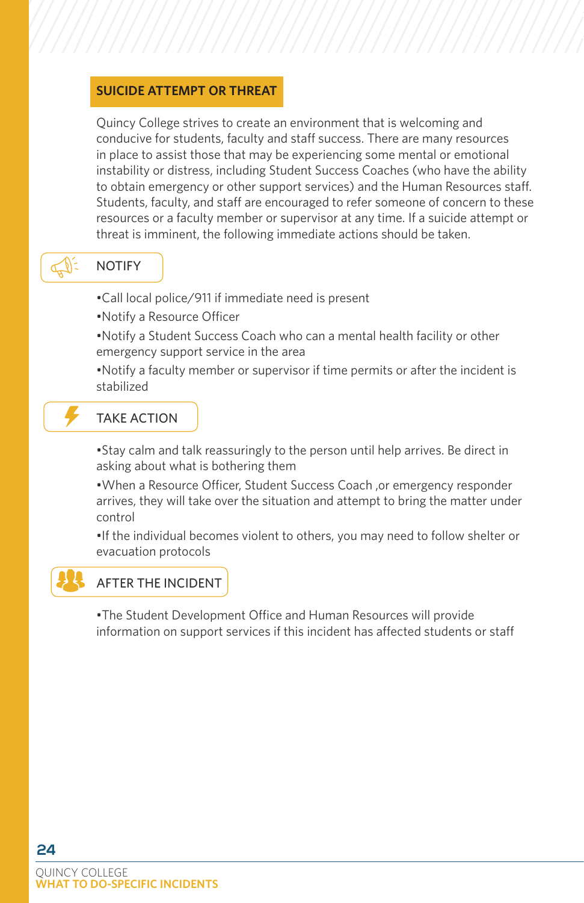## SUICIDE ATTEMPT OR THREAT

Quincy College strives to create an environment that is welcoming and conducive for students, faculty and staff success. There are many resources in place to assist those that may be experiencing some mental or emotional instability or distress, including Student Success Coaches (who have the ability to obtain emergency or other support services) and the Human Resources staff. Students, faculty, and staff are encouraged to refer someone of concern to these resources or a faculty member or supervisor at any time. If a suicide attempt or threat is imminent, the following immediate actions should be taken.

### NOTIFY

- Call local police/911 if immediate need is present
- Notify a Resource Officer
- Notify a Student Success Coach who can a mental health facility or other emergency support service in the area
- Notify a faculty member or supervisor if time permits or after the incident is stabilized

### TAKE ACTION

- Stay calm and talk reassuringly to the person until help arrives. Be direct in asking about what is bothering them
- When a Resource Officer, Student Success Coach ,or emergency responder arrives, they will take over the situation and attempt to bring the matter under control
- If the individual becomes violent to others, you may need to follow shelter or evacuation protocols

### AFTER THE INCIDENT

- The Student Development Office and Human Resources will provide information on support services if this incident has affected students or staff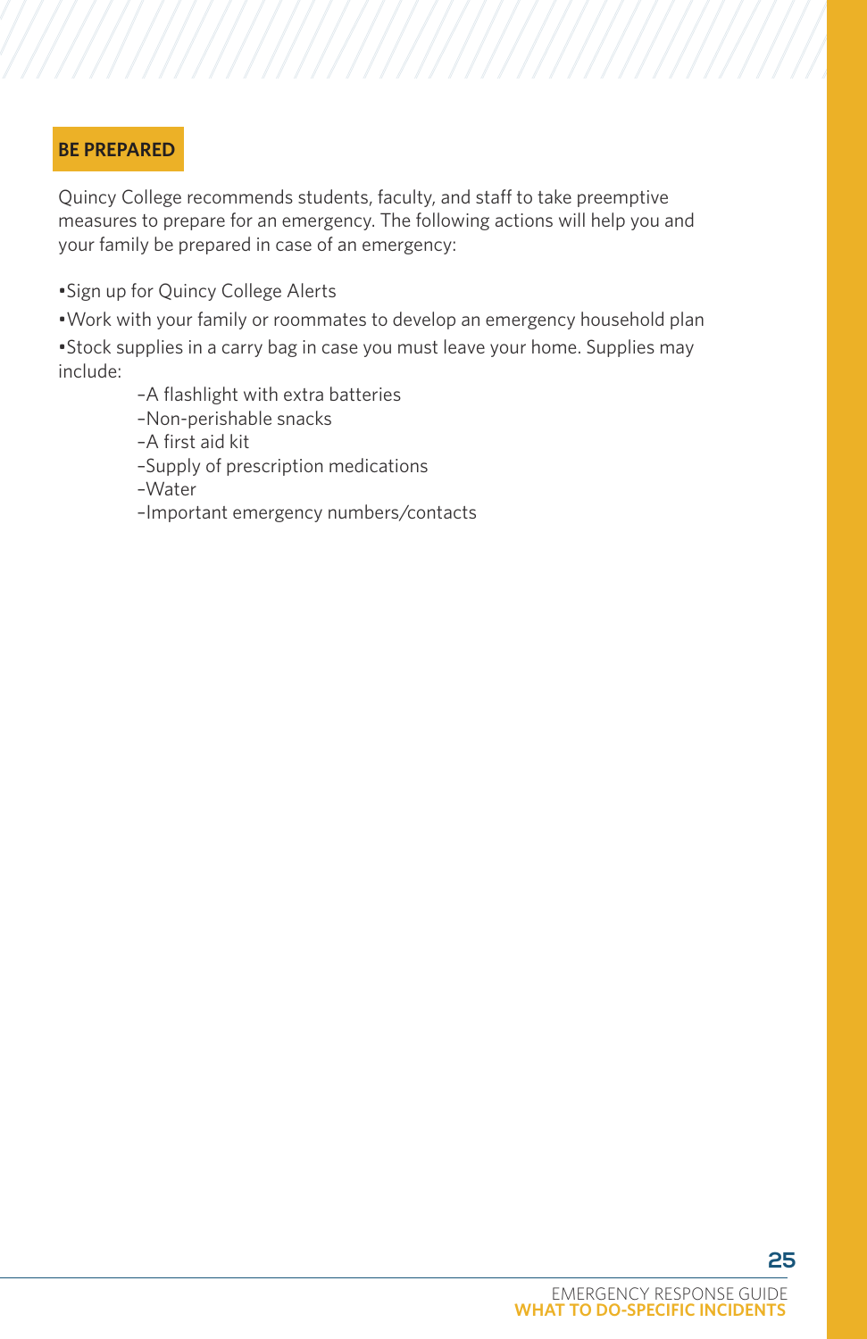## BE PREPARED

Quincy College recommends students, faculty, and staff to take preemptive measures to prepare for an emergency. The following actions will help you and your family be prepared in case of an emergency:

- Sign up for Quincy College Alerts
- Work with your family or roommates to develop an emergency household plan
- Stock supplies in a carry bag in case you must leave your home. Supplies may include:
  - A flashlight with extra batteries
  - Non-perishable snacks
  - A first aid kit
  - Supply of prescription medications
  - Water
  - Important emergency numbers/contacts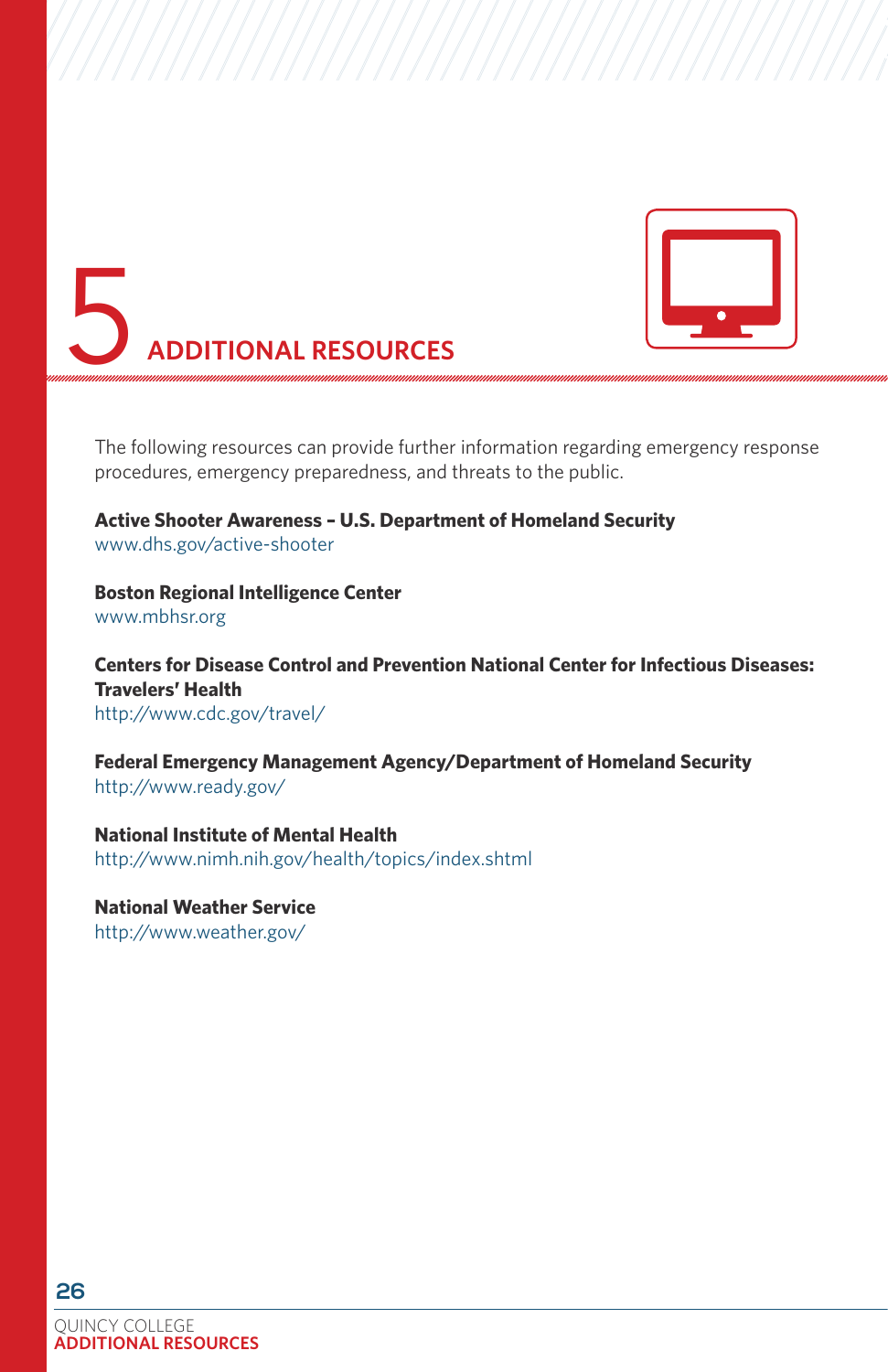# 5 ADDITIONAL RESOURCES

The following resources can provide further information regarding emergency response procedures, emergency preparedness, and threats to the public.

**Active Shooter Awareness – U.S. Department of Homeland Security**
www.dhs.gov/active-shooter

**Boston Regional Intelligence Center**
www.mbhsr.org

**Centers for Disease Control and Prevention National Center for Infectious Diseases: Travelers' Health**
http://www.cdc.gov/travel/

**Federal Emergency Management Agency/Department of Homeland Security**
http://www.ready.gov/

**National Institute of Mental Health**
http://www.nimh.nih.gov/health/topics/index.shtml

**National Weather Service**
http://www.weather.gov/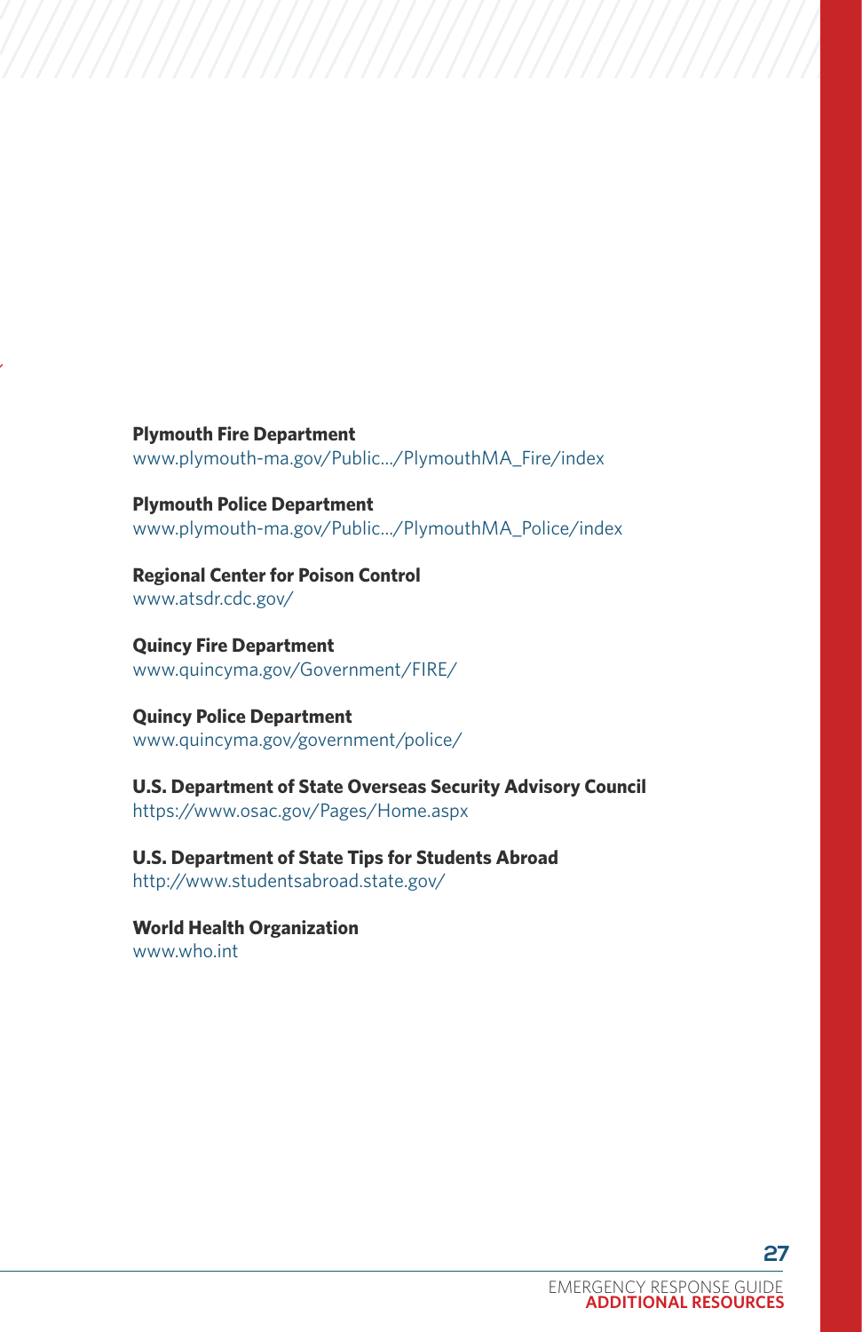**Plymouth Fire Department**
www.plymouth-ma.gov/Public.../PlymouthMA_Fire/index

**Plymouth Police Department**
www.plymouth-ma.gov/Public.../PlymouthMA_Police/index

**Regional Center for Poison Control**
www.atsdr.cdc.gov/

**Quincy Fire Department**
www.quincyma.gov/Government/FIRE/

**Quincy Police Department**
www.quincyma.gov/government/police/

**U.S. Department of State Overseas Security Advisory Council**
https://www.osac.gov/Pages/Home.aspx

**U.S. Department of State Tips for Students Abroad**
http://www.studentsabroad.state.gov/

**World Health Organization**
www.who.int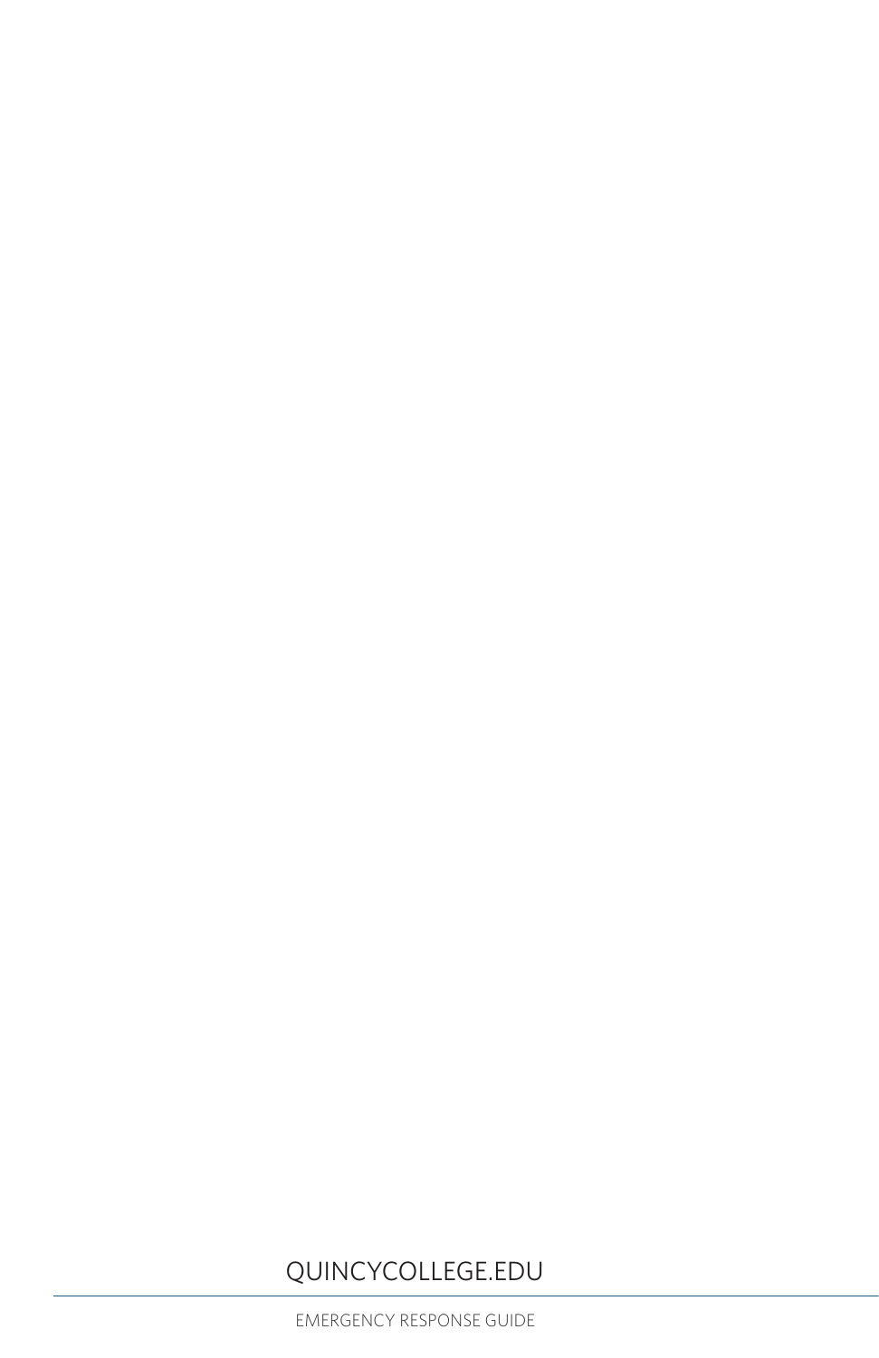QUINCYCOLLEGE.EDU